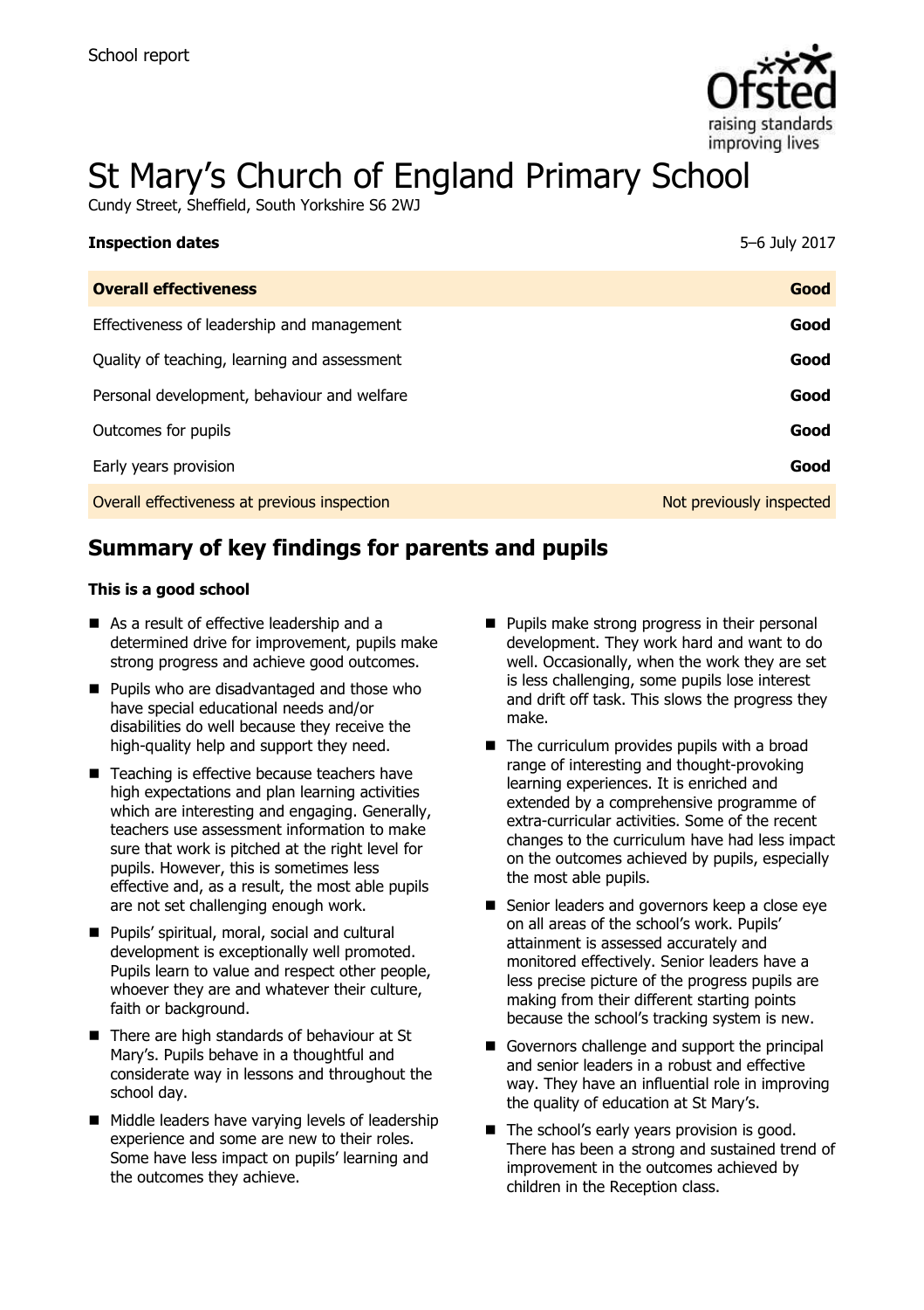School report

# St Mary's Church of England Primary School

Cundy Street, Sheffield, South Yorkshire S6 2WJ

| **Inspection dates** | 5–6 July 2017 |
| --- | --- |
| **Overall effectiveness** | **Good** |
| Effectiveness of leadership and management | **Good** |
| Quality of teaching, learning and assessment | **Good** |
| Personal development, behaviour and welfare | **Good** |
| Outcomes for pupils | **Good** |
| Early years provision | **Good** |
| Overall effectiveness at previous inspection | Not previously inspected |

## Summary of key findings for parents and pupils

**This is a good school**

- As a result of effective leadership and a determined drive for improvement, pupils make strong progress and achieve good outcomes.
- Pupils who are disadvantaged and those who have special educational needs and/or disabilities do well because they receive the high-quality help and support they need.
- Teaching is effective because teachers have high expectations and plan learning activities which are interesting and engaging. Generally, teachers use assessment information to make sure that work is pitched at the right level for pupils. However, this is sometimes less effective and, as a result, the most able pupils are not set challenging enough work.
- Pupils' spiritual, moral, social and cultural development is exceptionally well promoted. Pupils learn to value and respect other people, whoever they are and whatever their culture, faith or background.
- There are high standards of behaviour at St Mary's. Pupils behave in a thoughtful and considerate way in lessons and throughout the school day.
- Middle leaders have varying levels of leadership experience and some are new to their roles. Some have less impact on pupils' learning and the outcomes they achieve.
- Pupils make strong progress in their personal development. They work hard and want to do well. Occasionally, when the work they are set is less challenging, some pupils lose interest and drift off task. This slows the progress they make.
- The curriculum provides pupils with a broad range of interesting and thought-provoking learning experiences. It is enriched and extended by a comprehensive programme of extra-curricular activities. Some of the recent changes to the curriculum have had less impact on the outcomes achieved by pupils, especially the most able pupils.
- Senior leaders and governors keep a close eye on all areas of the school's work. Pupils' attainment is assessed accurately and monitored effectively. Senior leaders have a less precise picture of the progress pupils are making from their different starting points because the school's tracking system is new.
- Governors challenge and support the principal and senior leaders in a robust and effective way. They have an influential role in improving the quality of education at St Mary's.
- The school's early years provision is good. There has been a strong and sustained trend of improvement in the outcomes achieved by children in the Reception class.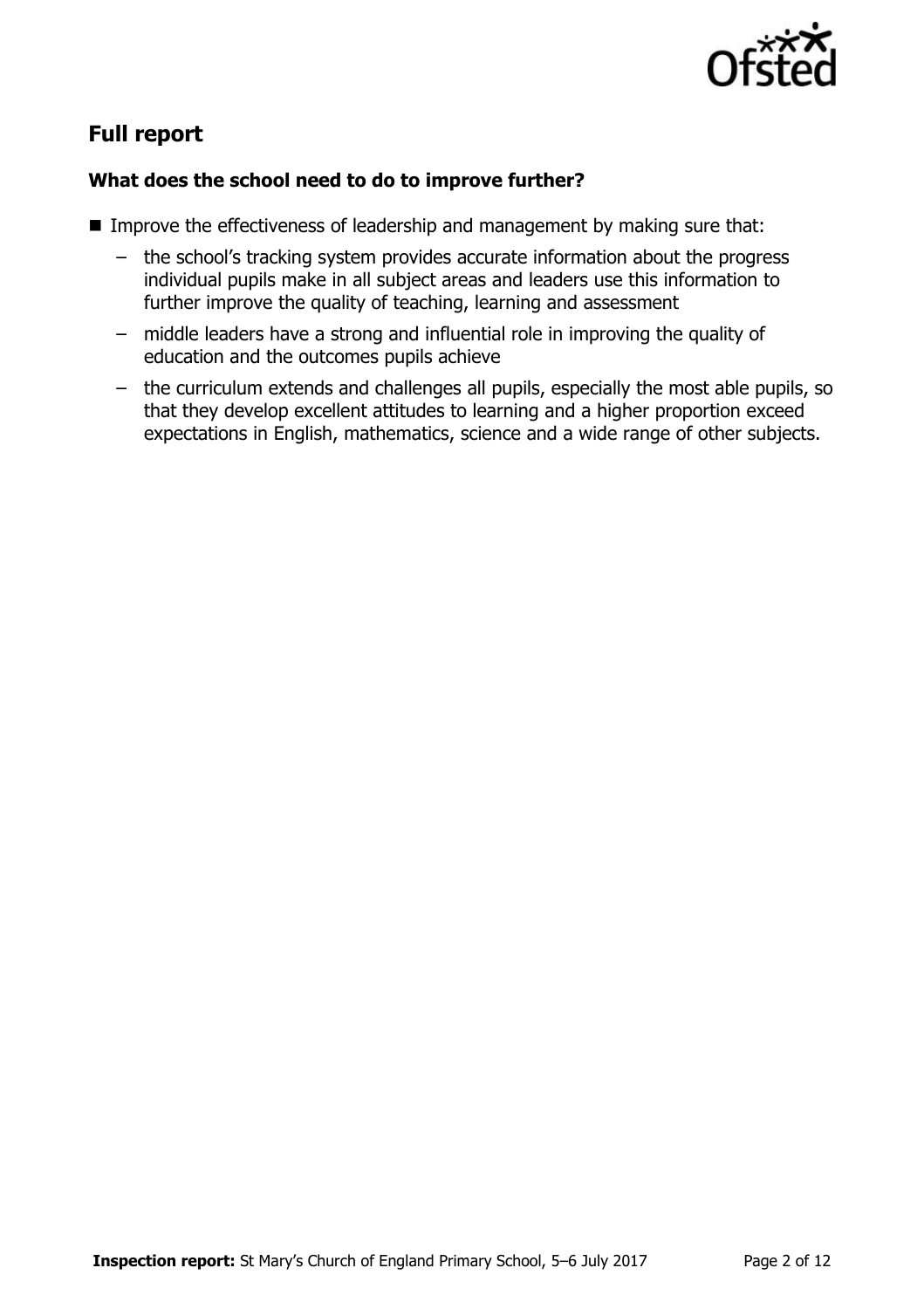## Full report

### What does the school need to do to improve further?

- Improve the effectiveness of leadership and management by making sure that:
  - the school's tracking system provides accurate information about the progress individual pupils make in all subject areas and leaders use this information to further improve the quality of teaching, learning and assessment
  - middle leaders have a strong and influential role in improving the quality of education and the outcomes pupils achieve
  - the curriculum extends and challenges all pupils, especially the most able pupils, so that they develop excellent attitudes to learning and a higher proportion exceed expectations in English, mathematics, science and a wide range of other subjects.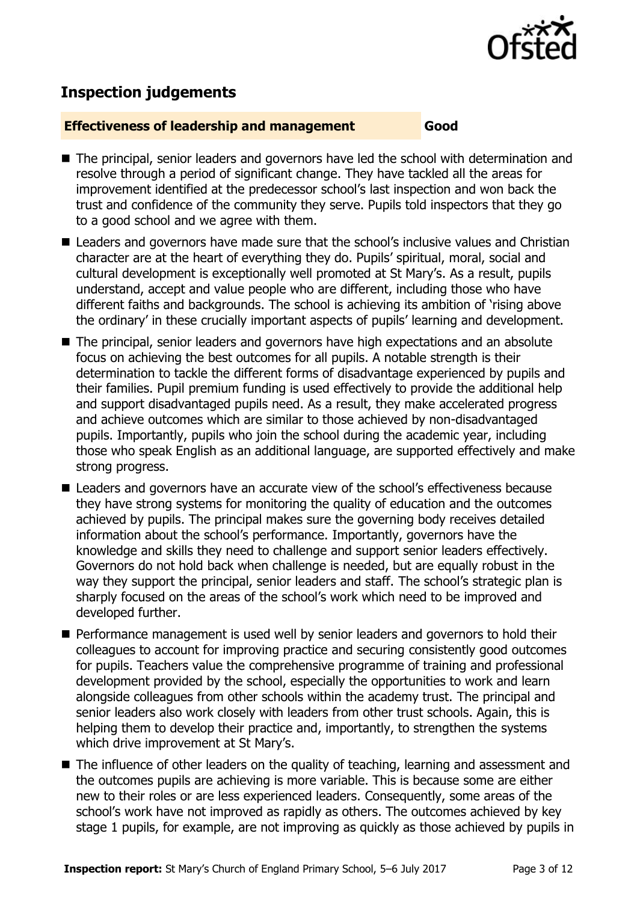## Inspection judgements

**Effectiveness of leadership and management** **Good**

- The principal, senior leaders and governors have led the school with determination and resolve through a period of significant change. They have tackled all the areas for improvement identified at the predecessor school's last inspection and won back the trust and confidence of the community they serve. Pupils told inspectors that they go to a good school and we agree with them.
- Leaders and governors have made sure that the school's inclusive values and Christian character are at the heart of everything they do. Pupils' spiritual, moral, social and cultural development is exceptionally well promoted at St Mary's. As a result, pupils understand, accept and value people who are different, including those who have different faiths and backgrounds. The school is achieving its ambition of 'rising above the ordinary' in these crucially important aspects of pupils' learning and development.
- The principal, senior leaders and governors have high expectations and an absolute focus on achieving the best outcomes for all pupils. A notable strength is their determination to tackle the different forms of disadvantage experienced by pupils and their families. Pupil premium funding is used effectively to provide the additional help and support disadvantaged pupils need. As a result, they make accelerated progress and achieve outcomes which are similar to those achieved by non-disadvantaged pupils. Importantly, pupils who join the school during the academic year, including those who speak English as an additional language, are supported effectively and make strong progress.
- Leaders and governors have an accurate view of the school's effectiveness because they have strong systems for monitoring the quality of education and the outcomes achieved by pupils. The principal makes sure the governing body receives detailed information about the school's performance. Importantly, governors have the knowledge and skills they need to challenge and support senior leaders effectively. Governors do not hold back when challenge is needed, but are equally robust in the way they support the principal, senior leaders and staff. The school's strategic plan is sharply focused on the areas of the school's work which need to be improved and developed further.
- Performance management is used well by senior leaders and governors to hold their colleagues to account for improving practice and securing consistently good outcomes for pupils. Teachers value the comprehensive programme of training and professional development provided by the school, especially the opportunities to work and learn alongside colleagues from other schools within the academy trust. The principal and senior leaders also work closely with leaders from other trust schools. Again, this is helping them to develop their practice and, importantly, to strengthen the systems which drive improvement at St Mary's.
- The influence of other leaders on the quality of teaching, learning and assessment and the outcomes pupils are achieving is more variable. This is because some are either new to their roles or are less experienced leaders. Consequently, some areas of the school's work have not improved as rapidly as others. The outcomes achieved by key stage 1 pupils, for example, are not improving as quickly as those achieved by pupils in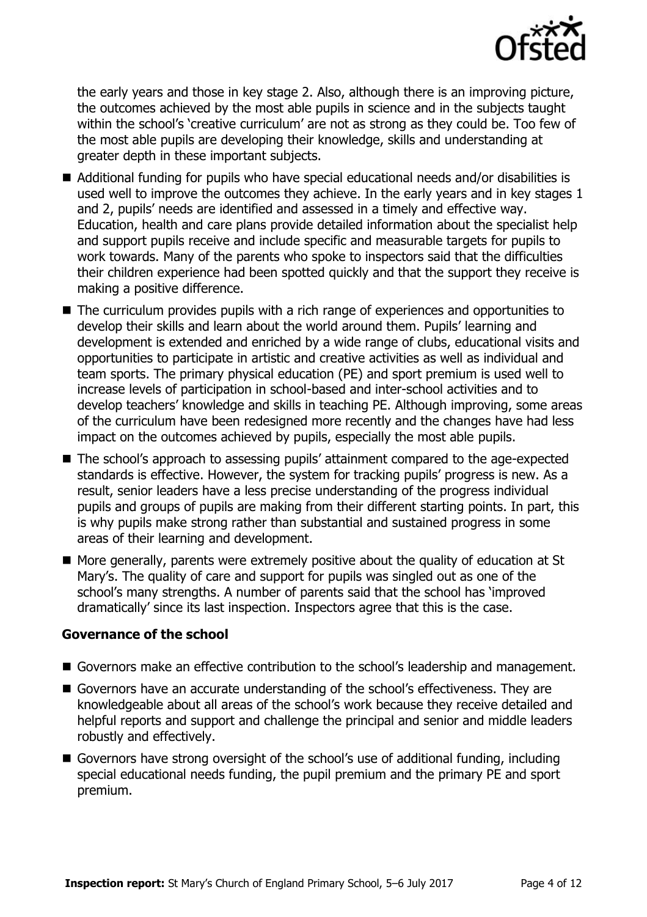the early years and those in key stage 2. Also, although there is an improving picture, the outcomes achieved by the most able pupils in science and in the subjects taught within the school's 'creative curriculum' are not as strong as they could be. Too few of the most able pupils are developing their knowledge, skills and understanding at greater depth in these important subjects.

- Additional funding for pupils who have special educational needs and/or disabilities is used well to improve the outcomes they achieve. In the early years and in key stages 1 and 2, pupils' needs are identified and assessed in a timely and effective way. Education, health and care plans provide detailed information about the specialist help and support pupils receive and include specific and measurable targets for pupils to work towards. Many of the parents who spoke to inspectors said that the difficulties their children experience had been spotted quickly and that the support they receive is making a positive difference.
- The curriculum provides pupils with a rich range of experiences and opportunities to develop their skills and learn about the world around them. Pupils' learning and development is extended and enriched by a wide range of clubs, educational visits and opportunities to participate in artistic and creative activities as well as individual and team sports. The primary physical education (PE) and sport premium is used well to increase levels of participation in school-based and inter-school activities and to develop teachers' knowledge and skills in teaching PE. Although improving, some areas of the curriculum have been redesigned more recently and the changes have had less impact on the outcomes achieved by pupils, especially the most able pupils.
- The school's approach to assessing pupils' attainment compared to the age-expected standards is effective. However, the system for tracking pupils' progress is new. As a result, senior leaders have a less precise understanding of the progress individual pupils and groups of pupils are making from their different starting points. In part, this is why pupils make strong rather than substantial and sustained progress in some areas of their learning and development.
- More generally, parents were extremely positive about the quality of education at St Mary's. The quality of care and support for pupils was singled out as one of the school's many strengths. A number of parents said that the school has 'improved dramatically' since its last inspection. Inspectors agree that this is the case.

### Governance of the school

- Governors make an effective contribution to the school's leadership and management.
- Governors have an accurate understanding of the school's effectiveness. They are knowledgeable about all areas of the school's work because they receive detailed and helpful reports and support and challenge the principal and senior and middle leaders robustly and effectively.
- Governors have strong oversight of the school's use of additional funding, including special educational needs funding, the pupil premium and the primary PE and sport premium.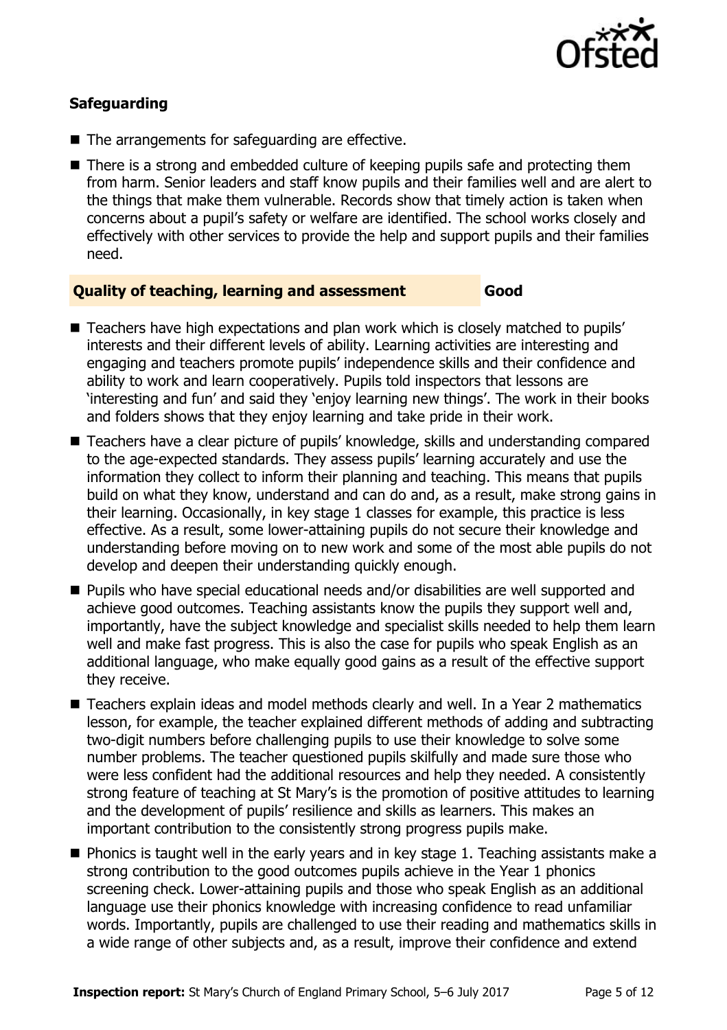### Safeguarding

- The arrangements for safeguarding are effective.
- There is a strong and embedded culture of keeping pupils safe and protecting them from harm. Senior leaders and staff know pupils and their families well and are alert to the things that make them vulnerable. Records show that timely action is taken when concerns about a pupil's safety or welfare are identified. The school works closely and effectively with other services to provide the help and support pupils and their families need.

### Quality of teaching, learning and assessment — Good

- Teachers have high expectations and plan work which is closely matched to pupils' interests and their different levels of ability. Learning activities are interesting and engaging and teachers promote pupils' independence skills and their confidence and ability to work and learn cooperatively. Pupils told inspectors that lessons are 'interesting and fun' and said they 'enjoy learning new things'. The work in their books and folders shows that they enjoy learning and take pride in their work.
- Teachers have a clear picture of pupils' knowledge, skills and understanding compared to the age-expected standards. They assess pupils' learning accurately and use the information they collect to inform their planning and teaching. This means that pupils build on what they know, understand and can do and, as a result, make strong gains in their learning. Occasionally, in key stage 1 classes for example, this practice is less effective. As a result, some lower-attaining pupils do not secure their knowledge and understanding before moving on to new work and some of the most able pupils do not develop and deepen their understanding quickly enough.
- Pupils who have special educational needs and/or disabilities are well supported and achieve good outcomes. Teaching assistants know the pupils they support well and, importantly, have the subject knowledge and specialist skills needed to help them learn well and make fast progress. This is also the case for pupils who speak English as an additional language, who make equally good gains as a result of the effective support they receive.
- Teachers explain ideas and model methods clearly and well. In a Year 2 mathematics lesson, for example, the teacher explained different methods of adding and subtracting two-digit numbers before challenging pupils to use their knowledge to solve some number problems. The teacher questioned pupils skilfully and made sure those who were less confident had the additional resources and help they needed. A consistently strong feature of teaching at St Mary's is the promotion of positive attitudes to learning and the development of pupils' resilience and skills as learners. This makes an important contribution to the consistently strong progress pupils make.
- Phonics is taught well in the early years and in key stage 1. Teaching assistants make a strong contribution to the good outcomes pupils achieve in the Year 1 phonics screening check. Lower-attaining pupils and those who speak English as an additional language use their phonics knowledge with increasing confidence to read unfamiliar words. Importantly, pupils are challenged to use their reading and mathematics skills in a wide range of other subjects and, as a result, improve their confidence and extend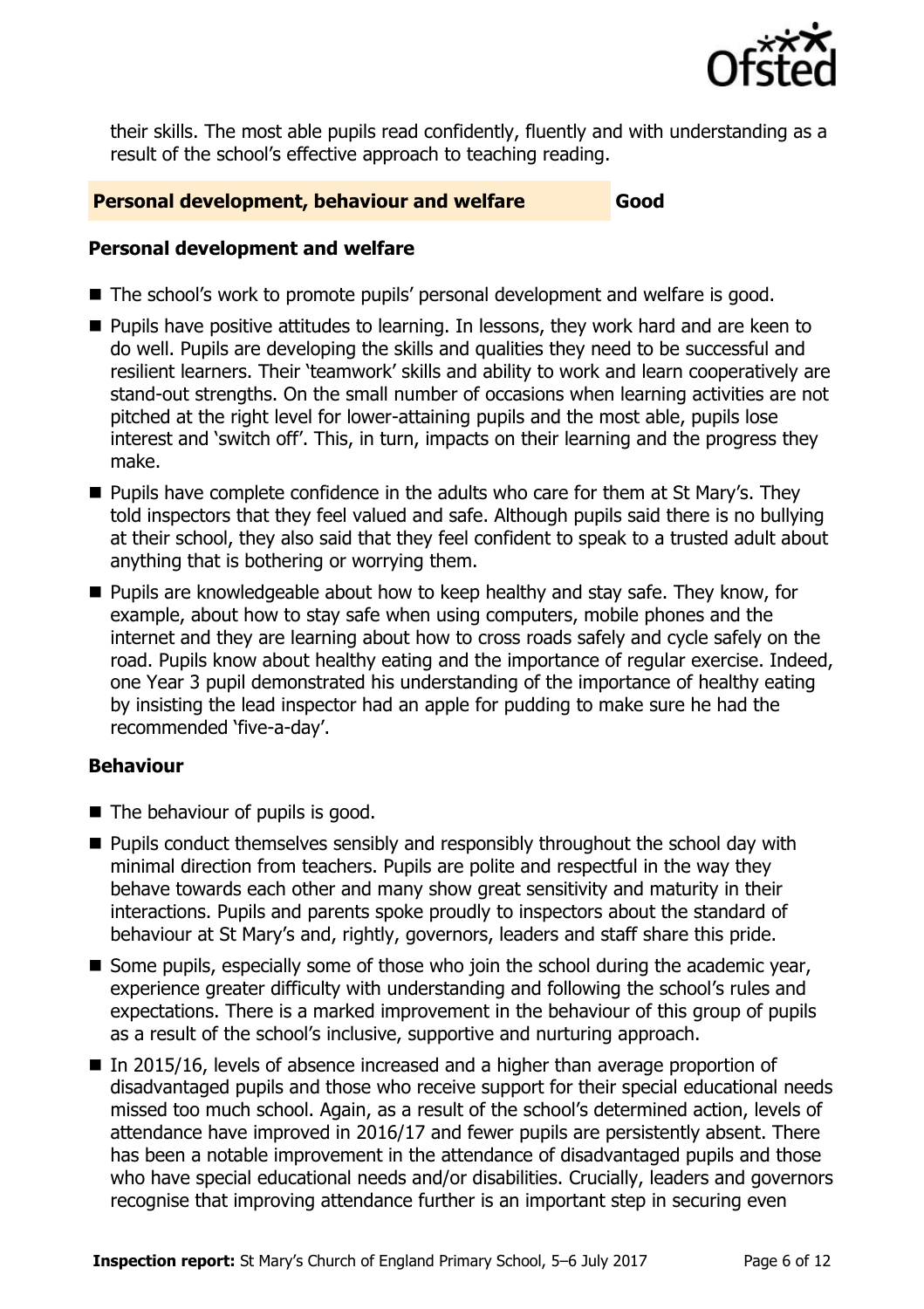their skills. The most able pupils read confidently, fluently and with understanding as a result of the school's effective approach to teaching reading.

## Personal development, behaviour and welfare — Good

### Personal development and welfare

- The school's work to promote pupils' personal development and welfare is good.
- Pupils have positive attitudes to learning. In lessons, they work hard and are keen to do well. Pupils are developing the skills and qualities they need to be successful and resilient learners. Their 'teamwork' skills and ability to work and learn cooperatively are stand-out strengths. On the small number of occasions when learning activities are not pitched at the right level for lower-attaining pupils and the most able, pupils lose interest and 'switch off'. This, in turn, impacts on their learning and the progress they make.
- Pupils have complete confidence in the adults who care for them at St Mary's. They told inspectors that they feel valued and safe. Although pupils said there is no bullying at their school, they also said that they feel confident to speak to a trusted adult about anything that is bothering or worrying them.
- Pupils are knowledgeable about how to keep healthy and stay safe. They know, for example, about how to stay safe when using computers, mobile phones and the internet and they are learning about how to cross roads safely and cycle safely on the road. Pupils know about healthy eating and the importance of regular exercise. Indeed, one Year 3 pupil demonstrated his understanding of the importance of healthy eating by insisting the lead inspector had an apple for pudding to make sure he had the recommended 'five-a-day'.

### Behaviour

- The behaviour of pupils is good.
- Pupils conduct themselves sensibly and responsibly throughout the school day with minimal direction from teachers. Pupils are polite and respectful in the way they behave towards each other and many show great sensitivity and maturity in their interactions. Pupils and parents spoke proudly to inspectors about the standard of behaviour at St Mary's and, rightly, governors, leaders and staff share this pride.
- Some pupils, especially some of those who join the school during the academic year, experience greater difficulty with understanding and following the school's rules and expectations. There is a marked improvement in the behaviour of this group of pupils as a result of the school's inclusive, supportive and nurturing approach.
- In 2015/16, levels of absence increased and a higher than average proportion of disadvantaged pupils and those who receive support for their special educational needs missed too much school. Again, as a result of the school's determined action, levels of attendance have improved in 2016/17 and fewer pupils are persistently absent. There has been a notable improvement in the attendance of disadvantaged pupils and those who have special educational needs and/or disabilities. Crucially, leaders and governors recognise that improving attendance further is an important step in securing even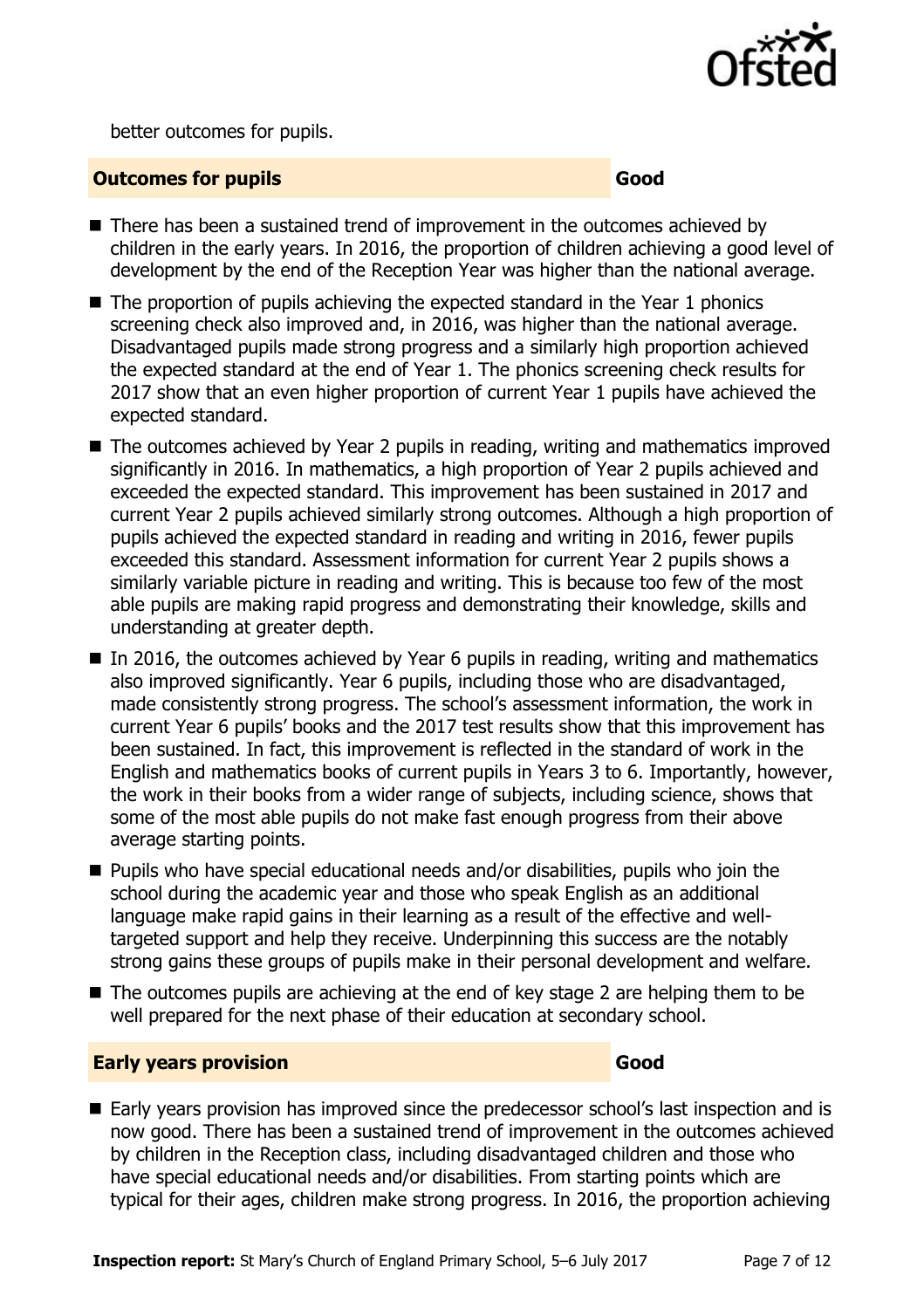better outcomes for pupils.

## Outcomes for pupils — Good

- There has been a sustained trend of improvement in the outcomes achieved by children in the early years. In 2016, the proportion of children achieving a good level of development by the end of the Reception Year was higher than the national average.
- The proportion of pupils achieving the expected standard in the Year 1 phonics screening check also improved and, in 2016, was higher than the national average. Disadvantaged pupils made strong progress and a similarly high proportion achieved the expected standard at the end of Year 1. The phonics screening check results for 2017 show that an even higher proportion of current Year 1 pupils have achieved the expected standard.
- The outcomes achieved by Year 2 pupils in reading, writing and mathematics improved significantly in 2016. In mathematics, a high proportion of Year 2 pupils achieved and exceeded the expected standard. This improvement has been sustained in 2017 and current Year 2 pupils achieved similarly strong outcomes. Although a high proportion of pupils achieved the expected standard in reading and writing in 2016, fewer pupils exceeded this standard. Assessment information for current Year 2 pupils shows a similarly variable picture in reading and writing. This is because too few of the most able pupils are making rapid progress and demonstrating their knowledge, skills and understanding at greater depth.
- In 2016, the outcomes achieved by Year 6 pupils in reading, writing and mathematics also improved significantly. Year 6 pupils, including those who are disadvantaged, made consistently strong progress. The school's assessment information, the work in current Year 6 pupils' books and the 2017 test results show that this improvement has been sustained. In fact, this improvement is reflected in the standard of work in the English and mathematics books of current pupils in Years 3 to 6. Importantly, however, the work in their books from a wider range of subjects, including science, shows that some of the most able pupils do not make fast enough progress from their above average starting points.
- Pupils who have special educational needs and/or disabilities, pupils who join the school during the academic year and those who speak English as an additional language make rapid gains in their learning as a result of the effective and well-targeted support and help they receive. Underpinning this success are the notably strong gains these groups of pupils make in their personal development and welfare.
- The outcomes pupils are achieving at the end of key stage 2 are helping them to be well prepared for the next phase of their education at secondary school.

## Early years provision — Good

- Early years provision has improved since the predecessor school's last inspection and is now good. There has been a sustained trend of improvement in the outcomes achieved by children in the Reception class, including disadvantaged children and those who have special educational needs and/or disabilities. From starting points which are typical for their ages, children make strong progress. In 2016, the proportion achieving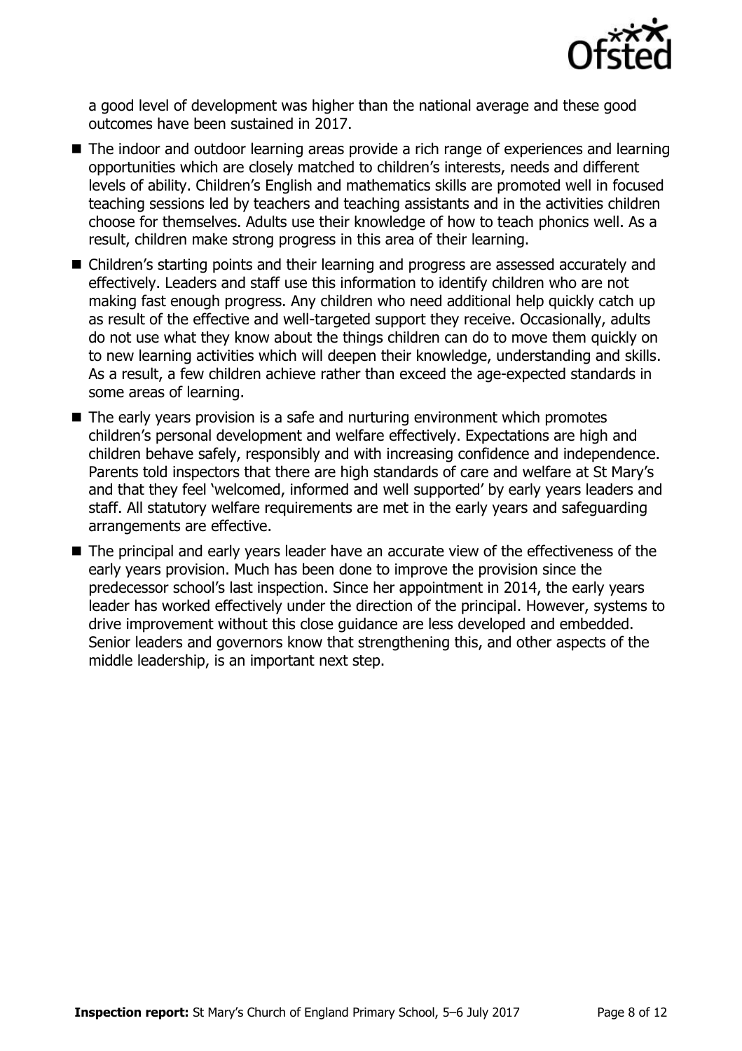a good level of development was higher than the national average and these good outcomes have been sustained in 2017.

- The indoor and outdoor learning areas provide a rich range of experiences and learning opportunities which are closely matched to children's interests, needs and different levels of ability. Children's English and mathematics skills are promoted well in focused teaching sessions led by teachers and teaching assistants and in the activities children choose for themselves. Adults use their knowledge of how to teach phonics well. As a result, children make strong progress in this area of their learning.
- Children's starting points and their learning and progress are assessed accurately and effectively. Leaders and staff use this information to identify children who are not making fast enough progress. Any children who need additional help quickly catch up as result of the effective and well-targeted support they receive. Occasionally, adults do not use what they know about the things children can do to move them quickly on to new learning activities which will deepen their knowledge, understanding and skills. As a result, a few children achieve rather than exceed the age-expected standards in some areas of learning.
- The early years provision is a safe and nurturing environment which promotes children's personal development and welfare effectively. Expectations are high and children behave safely, responsibly and with increasing confidence and independence. Parents told inspectors that there are high standards of care and welfare at St Mary's and that they feel 'welcomed, informed and well supported' by early years leaders and staff. All statutory welfare requirements are met in the early years and safeguarding arrangements are effective.
- The principal and early years leader have an accurate view of the effectiveness of the early years provision. Much has been done to improve the provision since the predecessor school's last inspection. Since her appointment in 2014, the early years leader has worked effectively under the direction of the principal. However, systems to drive improvement without this close guidance are less developed and embedded. Senior leaders and governors know that strengthening this, and other aspects of the middle leadership, is an important next step.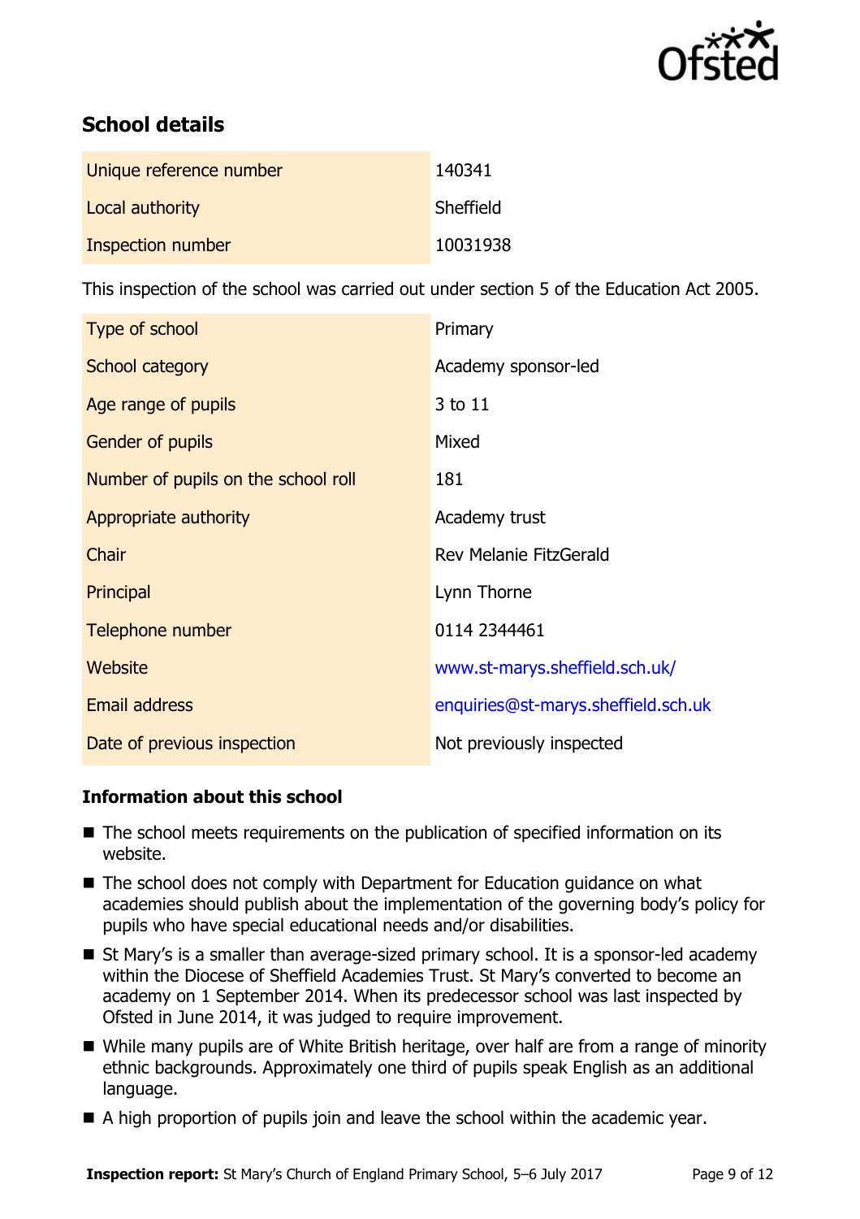## School details

| | |
|---|---|
| Unique reference number | 140341 |
| Local authority | Sheffield |
| Inspection number | 10031938 |

This inspection of the school was carried out under section 5 of the Education Act 2005.

| | |
|---|---|
| Type of school | Primary |
| School category | Academy sponsor-led |
| Age range of pupils | 3 to 11 |
| Gender of pupils | Mixed |
| Number of pupils on the school roll | 181 |
| Appropriate authority | Academy trust |
| Chair | Rev Melanie FitzGerald |
| Principal | Lynn Thorne |
| Telephone number | 0114 2344461 |
| Website | www.st-marys.sheffield.sch.uk/ |
| Email address | enquiries@st-marys.sheffield.sch.uk |
| Date of previous inspection | Not previously inspected |

### Information about this school

- The school meets requirements on the publication of specified information on its website.
- The school does not comply with Department for Education guidance on what academies should publish about the implementation of the governing body's policy for pupils who have special educational needs and/or disabilities.
- St Mary's is a smaller than average-sized primary school. It is a sponsor-led academy within the Diocese of Sheffield Academies Trust. St Mary's converted to become an academy on 1 September 2014. When its predecessor school was last inspected by Ofsted in June 2014, it was judged to require improvement.
- While many pupils are of White British heritage, over half are from a range of minority ethnic backgrounds. Approximately one third of pupils speak English as an additional language.
- A high proportion of pupils join and leave the school within the academic year.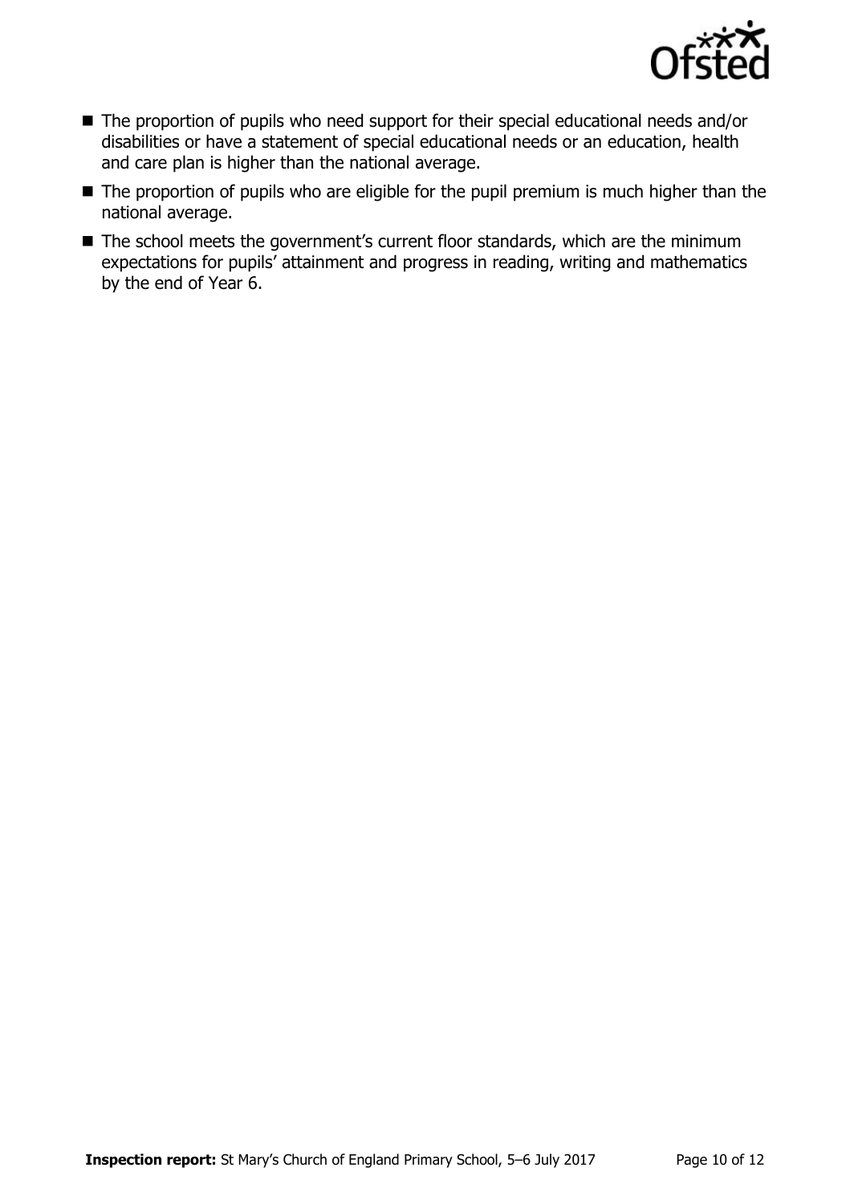- The proportion of pupils who need support for their special educational needs and/or disabilities or have a statement of special educational needs or an education, health and care plan is higher than the national average.
- The proportion of pupils who are eligible for the pupil premium is much higher than the national average.
- The school meets the government's current floor standards, which are the minimum expectations for pupils' attainment and progress in reading, writing and mathematics by the end of Year 6.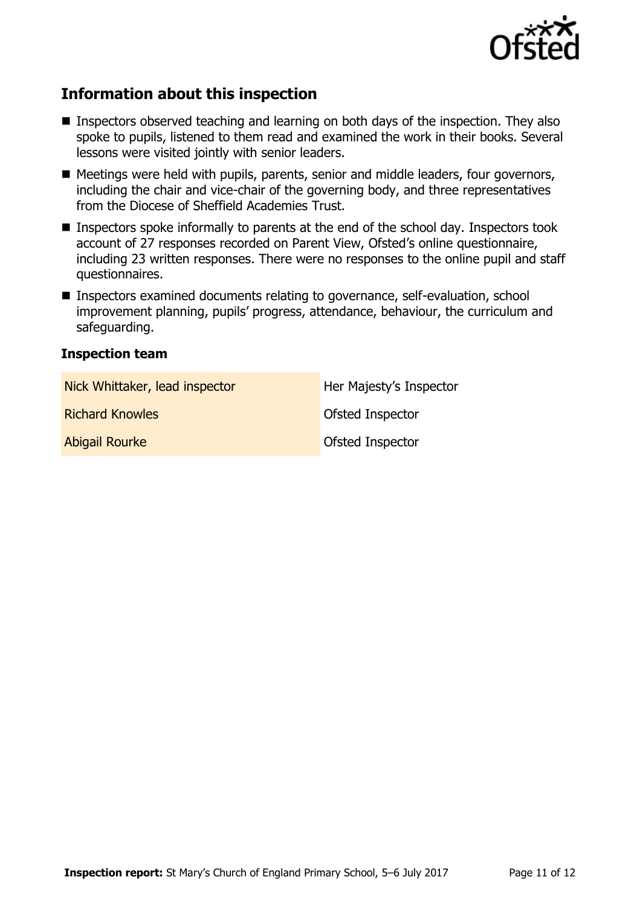## Information about this inspection

- Inspectors observed teaching and learning on both days of the inspection. They also spoke to pupils, listened to them read and examined the work in their books. Several lessons were visited jointly with senior leaders.
- Meetings were held with pupils, parents, senior and middle leaders, four governors, including the chair and vice-chair of the governing body, and three representatives from the Diocese of Sheffield Academies Trust.
- Inspectors spoke informally to parents at the end of the school day. Inspectors took account of 27 responses recorded on Parent View, Ofsted's online questionnaire, including 23 written responses. There were no responses to the online pupil and staff questionnaires.
- Inspectors examined documents relating to governance, self-evaluation, school improvement planning, pupils' progress, attendance, behaviour, the curriculum and safeguarding.

### Inspection team

| | |
|---|---|
| Nick Whittaker, lead inspector | Her Majesty's Inspector |
| Richard Knowles | Ofsted Inspector |
| Abigail Rourke | Ofsted Inspector |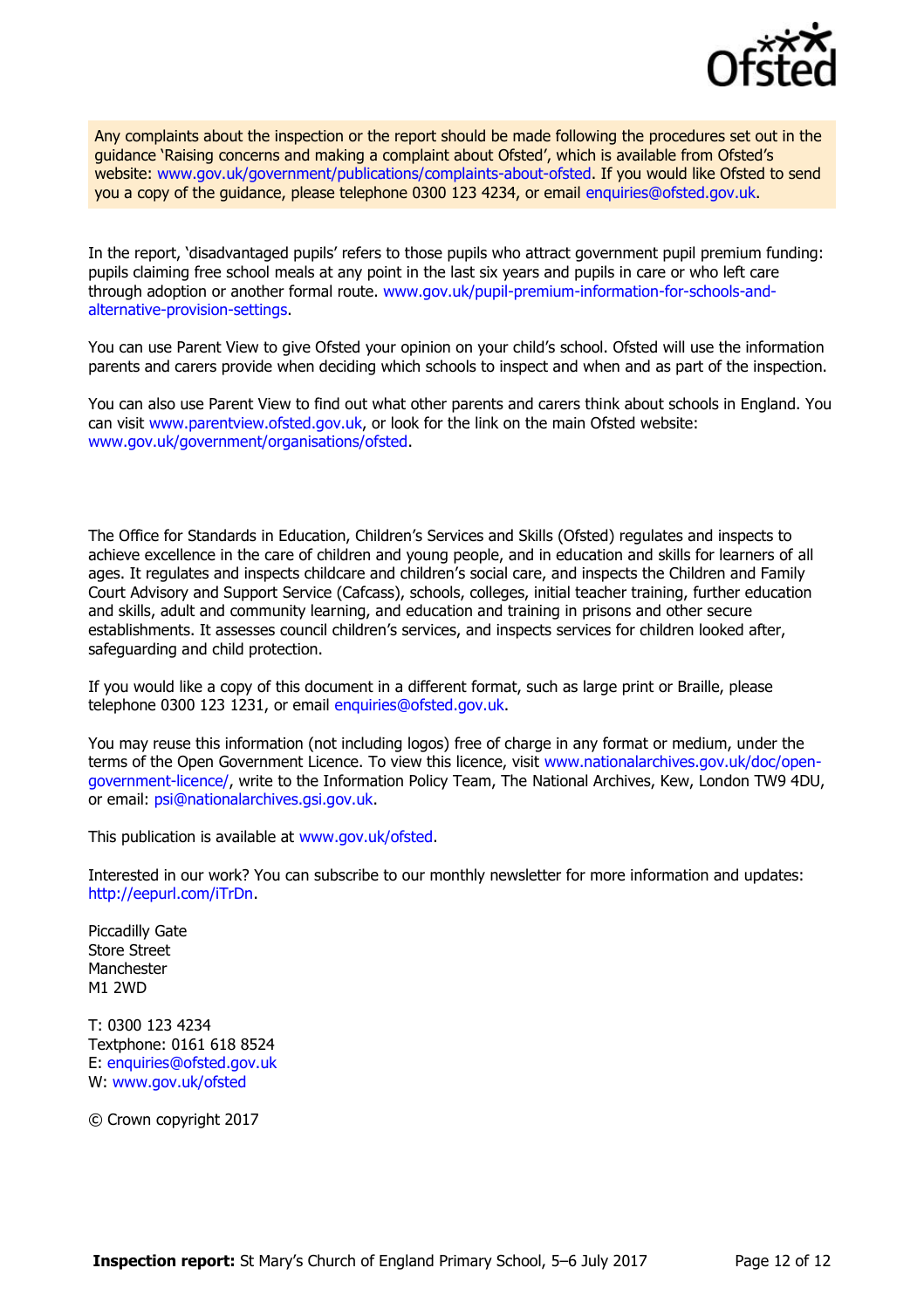Any complaints about the inspection or the report should be made following the procedures set out in the guidance 'Raising concerns and making a complaint about Ofsted', which is available from Ofsted's website: www.gov.uk/government/publications/complaints-about-ofsted. If you would like Ofsted to send you a copy of the guidance, please telephone 0300 123 4234, or email enquiries@ofsted.gov.uk.

In the report, 'disadvantaged pupils' refers to those pupils who attract government pupil premium funding: pupils claiming free school meals at any point in the last six years and pupils in care or who left care through adoption or another formal route. www.gov.uk/pupil-premium-information-for-schools-and-alternative-provision-settings.

You can use Parent View to give Ofsted your opinion on your child's school. Ofsted will use the information parents and carers provide when deciding which schools to inspect and when and as part of the inspection.

You can also use Parent View to find out what other parents and carers think about schools in England. You can visit www.parentview.ofsted.gov.uk, or look for the link on the main Ofsted website: www.gov.uk/government/organisations/ofsted.

The Office for Standards in Education, Children's Services and Skills (Ofsted) regulates and inspects to achieve excellence in the care of children and young people, and in education and skills for learners of all ages. It regulates and inspects childcare and children's social care, and inspects the Children and Family Court Advisory and Support Service (Cafcass), schools, colleges, initial teacher training, further education and skills, adult and community learning, and education and training in prisons and other secure establishments. It assesses council children's services, and inspects services for children looked after, safeguarding and child protection.

If you would like a copy of this document in a different format, such as large print or Braille, please telephone 0300 123 1231, or email enquiries@ofsted.gov.uk.

You may reuse this information (not including logos) free of charge in any format or medium, under the terms of the Open Government Licence. To view this licence, visit www.nationalarchives.gov.uk/doc/open-government-licence/, write to the Information Policy Team, The National Archives, Kew, London TW9 4DU, or email: psi@nationalarchives.gsi.gov.uk.

This publication is available at www.gov.uk/ofsted.

Interested in our work? You can subscribe to our monthly newsletter for more information and updates: http://eepurl.com/iTrDn.

Piccadilly Gate
Store Street
Manchester
M1 2WD

T: 0300 123 4234
Textphone: 0161 618 8524
E: enquiries@ofsted.gov.uk
W: www.gov.uk/ofsted

© Crown copyright 2017